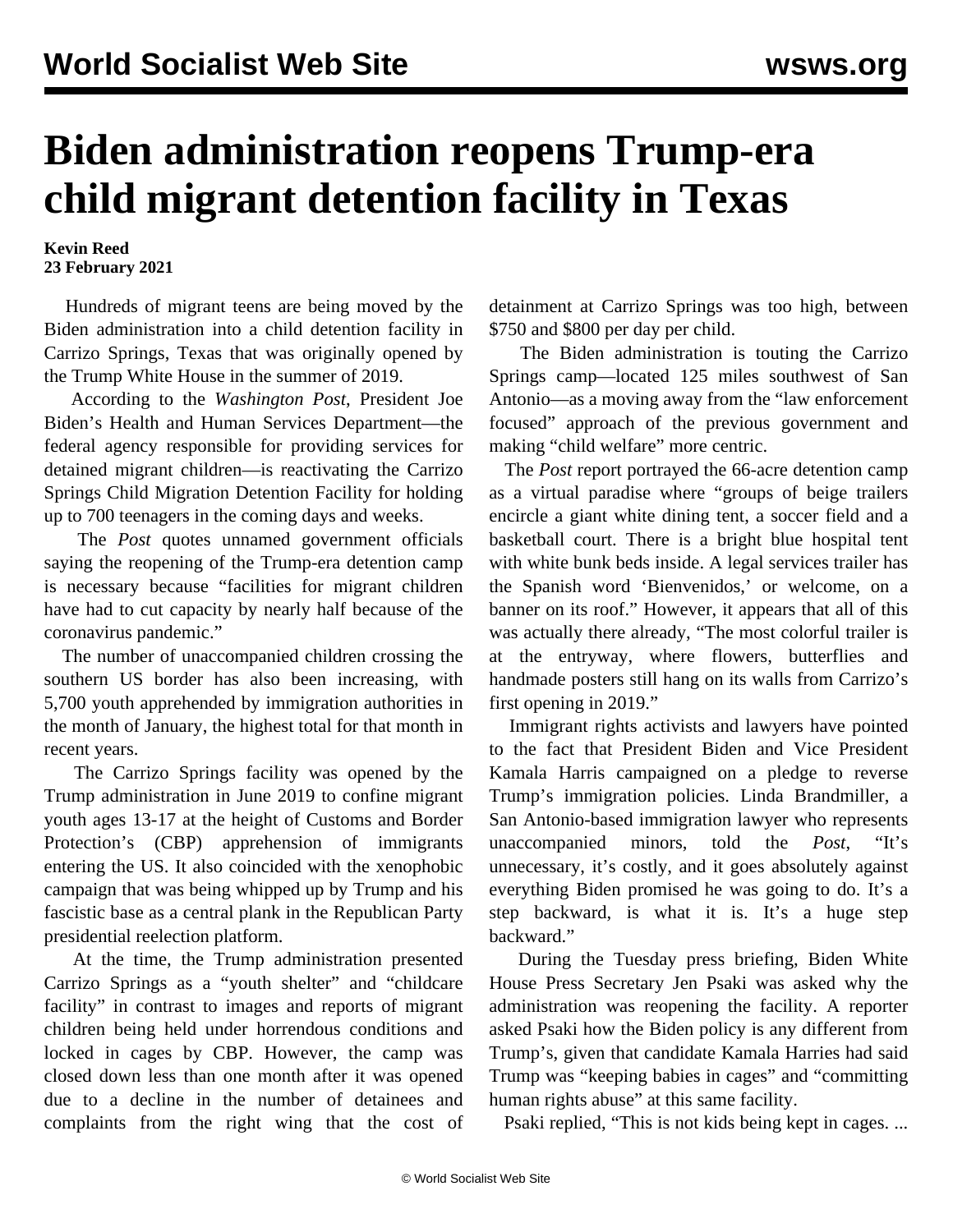# Biden administration reopens Trump-era child migrant detention facility in Texas

**Kevin Reed**
**23 February 2021**

Hundreds of migrant teens are being moved by the Biden administration into a child detention facility in Carrizo Springs, Texas that was originally opened by the Trump White House in the summer of 2019.

According to the *Washington Post*, President Joe Biden's Health and Human Services Department—the federal agency responsible for providing services for detained migrant children—is reactivating the Carrizo Springs Child Migration Detention Facility for holding up to 700 teenagers in the coming days and weeks.

The *Post* quotes unnamed government officials saying the reopening of the Trump-era detention camp is necessary because "facilities for migrant children have had to cut capacity by nearly half because of the coronavirus pandemic."

The number of unaccompanied children crossing the southern US border has also been increasing, with 5,700 youth apprehended by immigration authorities in the month of January, the highest total for that month in recent years.

The Carrizo Springs facility was opened by the Trump administration in June 2019 to confine migrant youth ages 13-17 at the height of Customs and Border Protection's (CBP) apprehension of immigrants entering the US. It also coincided with the xenophobic campaign that was being whipped up by Trump and his fascistic base as a central plank in the Republican Party presidential reelection platform.

At the time, the Trump administration presented Carrizo Springs as a "youth shelter" and "childcare facility" in contrast to images and reports of migrant children being held under horrendous conditions and locked in cages by CBP. However, the camp was closed down less than one month after it was opened due to a decline in the number of detainees and complaints from the right wing that the cost of detainment at Carrizo Springs was too high, between $750 and $800 per day per child.

The Biden administration is touting the Carrizo Springs camp—located 125 miles southwest of San Antonio—as a moving away from the "law enforcement focused" approach of the previous government and making "child welfare" more centric.

The *Post* report portrayed the 66-acre detention camp as a virtual paradise where "groups of beige trailers encircle a giant white dining tent, a soccer field and a basketball court. There is a bright blue hospital tent with white bunk beds inside. A legal services trailer has the Spanish word 'Bienvenidos,' or welcome, on a banner on its roof." However, it appears that all of this was actually there already, "The most colorful trailer is at the entryway, where flowers, butterflies and handmade posters still hang on its walls from Carrizo's first opening in 2019."

Immigrant rights activists and lawyers have pointed to the fact that President Biden and Vice President Kamala Harris campaigned on a pledge to reverse Trump's immigration policies. Linda Brandmiller, a San Antonio-based immigration lawyer who represents unaccompanied minors, told the *Post*, "It's unnecessary, it's costly, and it goes absolutely against everything Biden promised he was going to do. It's a step backward, is what it is. It's a huge step backward."

During the Tuesday press briefing, Biden White House Press Secretary Jen Psaki was asked why the administration was reopening the facility. A reporter asked Psaki how the Biden policy is any different from Trump's, given that candidate Kamala Harries had said Trump was "keeping babies in cages" and "committing human rights abuse" at this same facility.

Psaki replied, "This is not kids being kept in cages. ...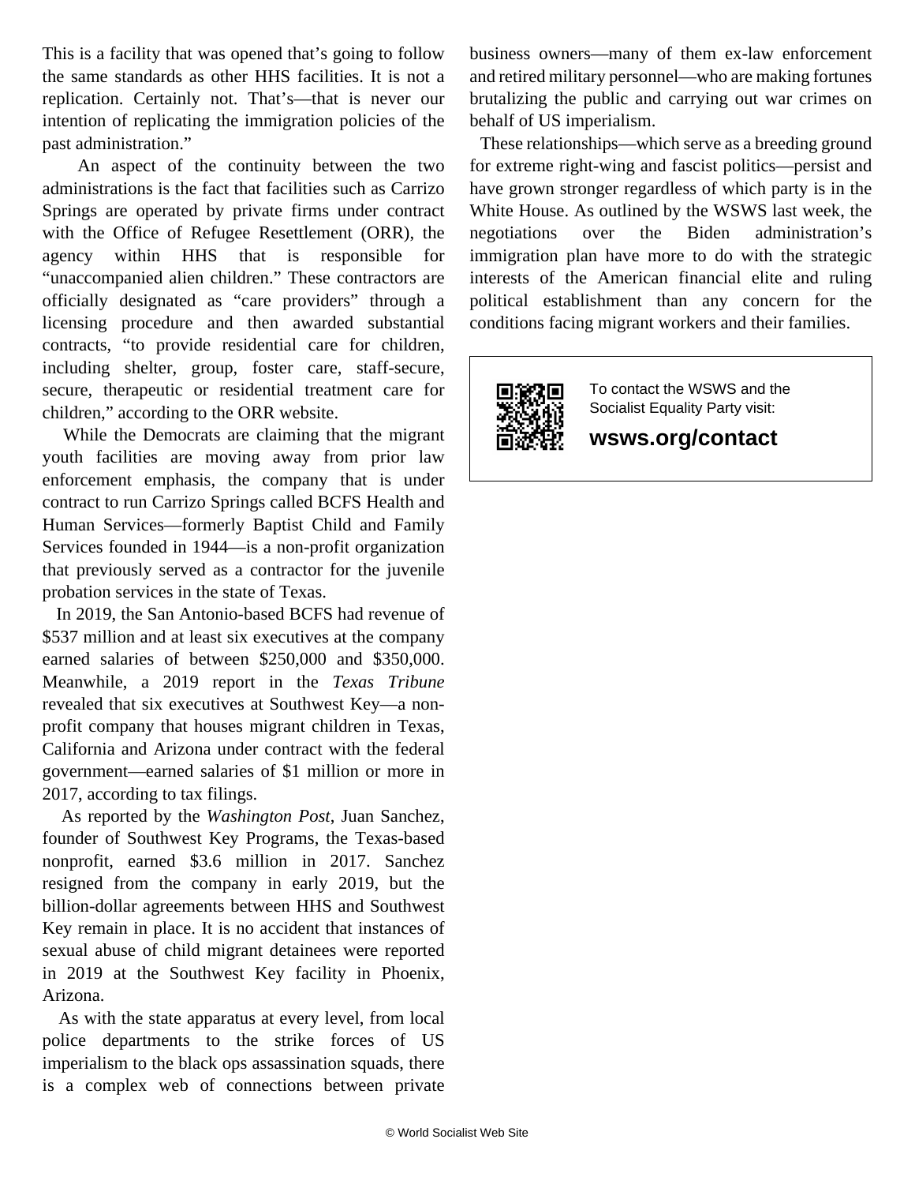This is a facility that was opened that's going to follow the same standards as other HHS facilities. It is not a replication. Certainly not. That's—that is never our intention of replicating the immigration policies of the past administration."

An aspect of the continuity between the two administrations is the fact that facilities such as Carrizo Springs are operated by private firms under contract with the Office of Refugee Resettlement (ORR), the agency within HHS that is responsible for "unaccompanied alien children." These contractors are officially designated as "care providers" through a licensing procedure and then awarded substantial contracts, "to provide residential care for children, including shelter, group, foster care, staff-secure, secure, therapeutic or residential treatment care for children," according to the ORR website.

While the Democrats are claiming that the migrant youth facilities are moving away from prior law enforcement emphasis, the company that is under contract to run Carrizo Springs called BCFS Health and Human Services—formerly Baptist Child and Family Services founded in 1944—is a non-profit organization that previously served as a contractor for the juvenile probation services in the state of Texas.

In 2019, the San Antonio-based BCFS had revenue of $537 million and at least six executives at the company earned salaries of between $250,000 and $350,000. Meanwhile, a 2019 report in the *Texas Tribune* revealed that six executives at Southwest Key—a non-profit company that houses migrant children in Texas, California and Arizona under contract with the federal government—earned salaries of $1 million or more in 2017, according to tax filings.

As reported by the *Washington Post*, Juan Sanchez, founder of Southwest Key Programs, the Texas-based nonprofit, earned $3.6 million in 2017. Sanchez resigned from the company in early 2019, but the billion-dollar agreements between HHS and Southwest Key remain in place. It is no accident that instances of sexual abuse of child migrant detainees were reported in 2019 at the Southwest Key facility in Phoenix, Arizona.

As with the state apparatus at every level, from local police departments to the strike forces of US imperialism to the black ops assassination squads, there is a complex web of connections between private business owners—many of them ex-law enforcement and retired military personnel—who are making fortunes brutalizing the public and carrying out war crimes on behalf of US imperialism.

These relationships—which serve as a breeding ground for extreme right-wing and fascist politics—persist and have grown stronger regardless of which party is in the White House. As outlined by the WSWS last week, the negotiations over the Biden administration's immigration plan have more to do with the strategic interests of the American financial elite and ruling political establishment than any concern for the conditions facing migrant workers and their families.

To contact the WSWS and the Socialist Equality Party visit:

**wsws.org/contact**